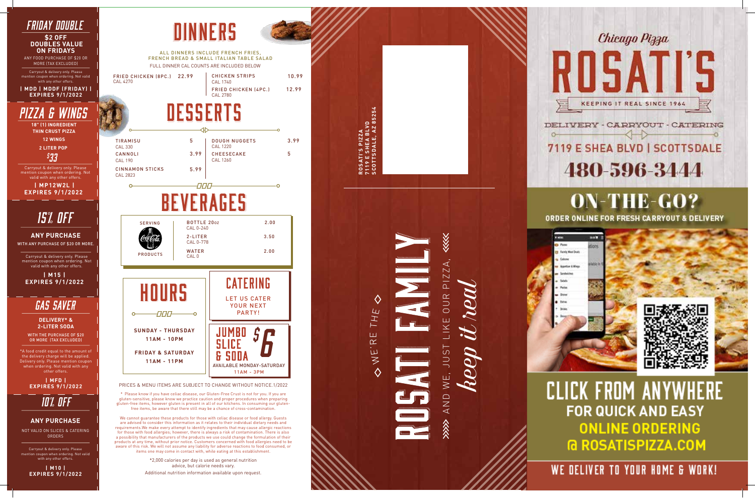## FRIDAY DOUBLE

**$2 OFF**
**DOUBLES VALUE ON FRIDAYS**

ANY FOOD PURCHASE OF $20 OR MORE (TAX EXCLUDED)

Carryout & delivery only. Please mention coupon when ordering. Not valid with any other offers.

**| MDD | MDDF (FRIDAY) |**
**EXPIRES 9/1/2022**

## PIZZA & WINGS

**18" (1) INGREDIENT THIN CRUST PIZZA**
**12 WINGS**
**2 LITER POP**
**$33**

Carryout & delivery only. Please mention coupon when ordering. Not valid with any other offers.

**| MP12W2L |**
**EXPIRES 9/1/2022**

## 15% OFF

**ANY PURCHASE**

WITH ANY PURCHASE OF $20 OR MORE.

Carryout & delivery only. Please mention coupon when ordering. Not valid with any other offers.

**| M15 |**
**EXPIRES 9/1/2022**

## GAS SAVER

**DELIVERY* & 2-LITER SODA**

WITH THE PURCHASE OF $20 OR MORE (TAX EXCLUDED)

*A food credit equal to the amount of the delivery charge will be applied. Delivery only. Please mention coupon when ordering. Not valid with any other offers.

**| MFD |**
**EXPIRES 9/1/2022**

## 10% OFF

**ANY PURCHASE**

NOT VALID ON SLICES & CATERING ORDERS

Carryout & delivery only. Please mention coupon when ordering. Not valid with any other offers.

**| M10 |**
**EXPIRES 9/1/2022**

# DINNERS

ALL DINNERS INCLUDE FRENCH FRIES, FRENCH BREAD & SMALL ITALIAN TABLE SALAD

FULL DINNER CAL COUNTS ARE INCLUDED BELOW

| Item | Price |
|---|---|
| FRIED CHICKEN (8PC.) CAL 4270 | 22.99 |
| CHICKEN STRIPS CAL 1740 | 10.99 |
| FRIED CHICKEN (4PC.) CAL 2780 | 12.99 |

# DESSERTS

| Item | Price |
|---|---|
| TIRAMISU CAL 330 | 5 |
| CANNOLI CAL 190 | 3.99 |
| CINNAMON STICKS CAL 2823 | 5.99 |
| DOUGH NUGGETS CAL 1220 | 3.99 |
| CHEESECAKE CAL 1260 | 5 |

# BEVERAGES

SERVING Coca-Cola PRODUCTS

| Item | Price |
|---|---|
| BOTTLE 20oz CAL 0-240 | 2.00 |
| 2-LITER CAL 0-778 | 3.50 |
| WATER CAL 0 | 2.00 |

# HOURS

**SUNDAY - THURSDAY**
**11AM - 10PM**

**FRIDAY & SATURDAY**
**11AM - 11PM**

# CATERING

LET US CATER YOUR NEXT PARTY!

## JUMBO SLICE & SODA $6

AVAILABLE MONDAY-SATURDAY 11AM - 3PM

PRICES & MENU ITEMS ARE SUBJECT TO CHANGE WITHOUT NOTICE.1/2022

* Please know if you have celiac disease, our Gluten-Free Crust is not for you. If you are gluten-sensitive, please know we practice caution and proper procedures when preparing gluten-free items, however gluten is present in all of our kitchens. In consuming our gluten-free items, be aware that there still may be a chance of cross-contamination.

We cannot guarantee these products for those with celiac disease or food allergy. Guests are advised to consider this information as it relates to their individual dietary needs and requirements.We make every attempt to identify ingredients that may cause allergic reactions for those with food allergies; however, there is always a risk of contamination. There is also a possibility that manufacturers of the products we use could change the formulation of their products at any time, without prior notice. Customers concerned with food allergies need to be aware of this risk. We will not assume any liability for adverse reactions to food consumed, or items one may come in contact with, while eating at this establishment.

*2,000 calories per day is used as general nutrition advice, but calorie needs vary.

Additional nutrition information available upon request.

ROSATI'S PIZZA
7119 E SHEA BLVD
SCOTTSDALE, AZ 85254

◇ WE'RE THE ◇
ROSATI FAMILY
»» AND WE, JUST LIKE OUR PIZZA, ««
*keep it real*

Chicago Pizza

# ROSATI'S

KEEPING IT REAL SINCE 1964

DELIVERY - CARRYOUT - CATERING

**7119 E SHEA BLVD | SCOTTSDALE**

**480-596-3444**

## ON-THE-GO?

**ORDER ONLINE FOR FRESH CARRYOUT & DELIVERY**

## CLICK FROM ANYWHERE

**FOR QUICK AND EASY ONLINE ORDERING @ ROSATISPIZZA.COM**

**WE DELIVER TO YOUR HOME & WORK!**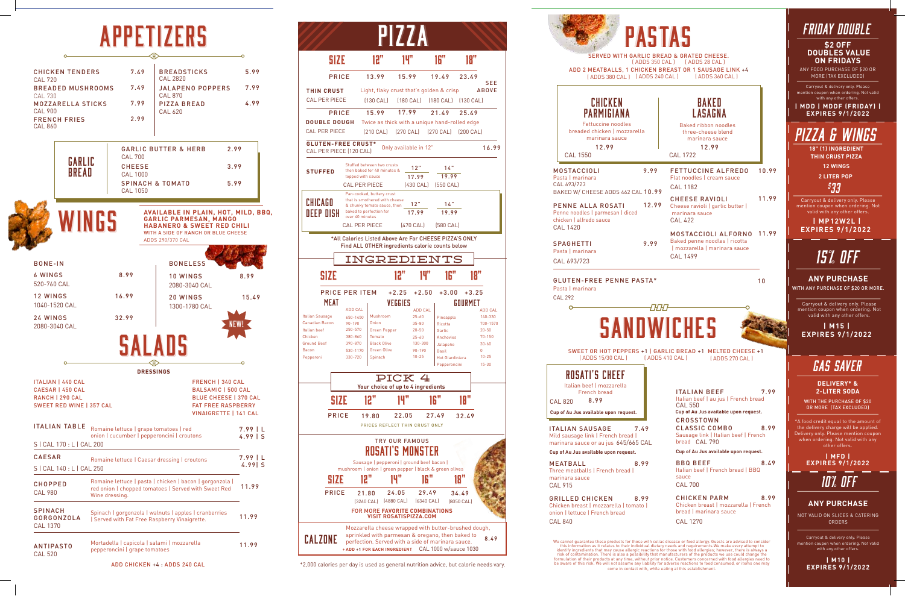# APPETIZERS

| | | | |
|---|---|---|---|
| CHICKEN TENDERS CAL 720 | 7.49 | BREADSTICKS CAL 2820 | 5.99 |
| BREADED MUSHROOMS CAL 730 | 7.49 | JALAPENO POPPERS CAL 870 | 7.99 |
| MOZZARELLA STICKS CAL 900 | 7.99 | PIZZA BREAD CAL 620 | 4.99 |
| FRENCH FRIES CAL 860 | 2.99 | | |

## GARLIC BREAD

| | |
|---|---|
| GARLIC BUTTER & HERB CAL 700 | 2.99 |
| CHEESE CAL 1000 | 3.99 |
| SPINACH & TOMATO CAL 1050 | 5.99 |

# WINGS

**AVAILABLE IN PLAIN, HOT, MILD, BBQ, GARLIC PARMESAN, MANGO HABANERO & SWEET RED CHILI**
WITH A SIDE OF RANCH OR BLUE CHEESE
ADDS 290/370 CAL

| BONE-IN | | BONELESS | |
|---|---|---|---|
| 6 WINGS 520-760 CAL | 8.99 | 10 WINGS 2080-3040 CAL | 8.99 |
| 12 WINGS 1040-1520 CAL | 16.99 | 20 WINGS 1300-1780 CAL | 15.49 |
| 24 WINGS 2080-3040 CAL | 32.99 | | |

NEW!

# SALADS

**DRESSINGS**

| | |
|---|---|
| ITALIAN \| 440 CAL | FRENCH \| 340 CAL |
| CAESAR \| 450 CAL | BALSAMIC \| 500 CAL |
| RANCH \| 290 CAL | BLUE CHEESE \| 370 CAL |
| SWEET RED WINE \| 357 CAL | FAT FREE RASPBERRY VINAIGRETTE \| 141 CAL |

| | | |
|---|---|---|
| ITALIAN TABLE S \| CAL 170 : L \| CAL 200 | Romaine lettuce \| grape tomatoes \| red onion \| cucumber \| pepperoncini \| croutons | 7.99 \| L 4.99 \| S |
| CAESAR S \| CAL 140 : L \| CAL 250 | Romaine lettuce \| Caesar dressing \| croutons | 7.99 \| L 4.99\| S |
| CHOPPED CAL 980 | Romaine lettuce \| pasta \| chicken \| bacon \| gorgonzola \| red onion \| chopped tomatoes \| Served with Sweet Red Wine dressing. | 11.99 |
| SPINACH GORGONZOLA CAL 1370 | Spinach \| gorgonzola \| walnuts \| apples \| cranberries \| Served with Fat Free Raspberry Vinaigrette. | 11.99 |
| ANTIPASTO CAL 520 | Mortadella \| capicola \| salami \| mozzarella pepperoncini \| grape tomatoes | 11.99 |

ADD CHICKEN +4 : ADDS 240 CAL

# PIZZA

| SIZE | 12" | 14" | 16" | 18" |
|---|---|---|---|---|
| PRICE | 13.99 | 15.99 | 19.49 | 23.49 |
| THIN CRUST — Light, flaky crust that's golden & crisp | | | | SEE ABOVE |
| CAL PER PIECE | (130 CAL) | (180 CAL) | (180 CAL) | (130 CAL) |
| PRICE | 15.99 | 17.99 | 21.49 | 25.49 |
| DOUBLE DOUGH — Twice as thick with a unique hand-rolled edge | | | | |
| CAL PER PIECE | (210 CAL) | (270 CAL) | (270 CAL) | (200 CAL) |

GLUTEN-FREE CRUST* — Only available in 12" — 16.99
CAL PER PIECE (120 CAL)

| | | 12" | 14" |
|---|---|---|---|
| STUFFED | Stuffed between two crusts then baked for 40 minutes & topped with sauce | 17.99 | 19.99 |
| | CAL PER PIECE | (430 CAL) | (550 CAL) |
| CHICAGO DEEP DISH | Pan-cooked, buttery crust that is smothered with cheese & chunky tomato sauce, then baked to perfection for over 40 minutes | 17.99 | 19.99 |
| | CAL PER PIECE | (470 CAL) | (580 CAL) |

*All Calories Listed Above Are For CHEESE PIZZA'S ONLY
Find ALL OTHER ingredients calorie counts below

## INGREDIENTS

| SIZE | 12" | 14" | 16" | 18" |
|---|---|---|---|---|
| PRICE PER ITEM | +2.25 | +2.50 | +3.00 | +3.25 |

| MEAT | ADD CAL | VEGGIES | ADD CAL | GOURMET | ADD CAL |
|---|---|---|---|---|---|
| Italian Sausage | 650-1450 | Mushroom | 25-60 | Pineapple | 140-330 |
| Canadian Bacon | 90-190 | Onion | 35-80 | Ricotta | 700-1570 |
| Italian beef | 250-570 | Green Pepper | 20-50 | Garlic | 20-50 |
| Chicken | 380-860 | Tomato | 25-60 | Anchovies | 70-150 |
| Ground Beef | 390-870 | Black Olive | 130-300 | Jalapeño | 30-60 |
| Bacon | 530-1170 | Green Olive | 90-190 | Basil | 0 |
| Pepperoni | 330-720 | Spinach | 10-25 | Hot Giardiniera | 10-25 |
| | | | | Pepperoncini | 15-30 |

## PICK 4
Your choice of up to 4 ingredients

| SIZE | 12" | 14" | 16" | 18" |
|---|---|---|---|---|
| PRICE | 19.80 | 22.05 | 27.49 | 32.49 |

PRICES REFLECT THIN CRUST ONLY

## TRY OUR FAMOUS ROSATI'S MONSTER

Sausage | pepperoni | ground beef bacon | mushroom | onion | green pepper | black & green olives

| SIZE | 12" | 14" | 16" | 18" |
|---|---|---|---|---|
| PRICE | 21.80 (3260 CAL) | 24.05 (4880 CAL) | 29.49 (6340 CAL) | 34.49 (8050 CAL) |

FOR MORE FAVORITE COMBINATIONS
VISIT ROSATISPIZZA.COM

## CALZONE
Mozzarella cheese wrapped with butter-brushed dough, sprinkled with parmesan & oregano, then baked to perfection. Served with a side of marinara sauce. 8.49
+ ADD +1 FOR EACH INGREDIENT CAL 1000 w/sauce 1030

*2,000 calories per day is used as general nutrition advice, but calorie needs vary.

# PASTAS

SERVED WITH GARLIC BREAD & GRATED CHEESE.
( ADDS 350 CAL ) ( ADDS 28 CAL )
ADD 2 MEATBALLS, 1 CHICKEN BREAST OR 1 SAUSAGE LINK +4
( ADDS 380 CAL ) ( ADDS 240 CAL ) ( ADDS 360 CAL )

**CHICKEN PARMIGIANA** — Fettuccine noodles breaded chicken | mozzarella marinara sauce — 12.99 — CAL 1550

**BAKED LASAGNA** — Baked ribbon noodles three-cheese blend marinara sauce — 12.99 — CAL 1722

| | | | |
|---|---|---|---|
| MOSTACCIOLI Pasta \| marinara CAL 693/723 BAKED W/ CHEESE ADDS 462 CAL 10.99 | 9.99 | FETTUCCINE ALFREDO Flat noodles \| cream sauce CAL 1182 | 10.99 |
| PENNE ALLA ROSATI Penne noodles \| parmesan \| diced chicken \| alfredo sauce CAL 1420 | 12.99 | CHEESE RAVIOLI Cheese ravioli \| garlic butter \| marinara sauce CAL 422 | 11.99 |
| SPAGHETTI Pasta \| marinara CAL 693/723 | 9.99 | MOSTACCIOLI ALFORNO Baked penne noodles \| ricotta \| mozzarella \| marinara sauce CAL 1499 | 11.99 |

GLUTEN-FREE PENNE PASTA* — 10
Pasta | marinara
CAL 292

# SANDWICHES

SWEET OR HOT PEPPERS +1 | GARLIC BREAD +1 MELTED CHEESE +1
( ADDS 15/30 CAL ) ( ADDS 410 CAL ) ( ADDS 270 CAL )

**ROSATI'S CHEEF** — Italian beef | mozzarella French bread — CAL 820 — 8.99
Cup of Au Jus available upon request.

| | | | |
|---|---|---|---|
| ITALIAN SAUSAGE Mild sausage link \| French bread \| marinara sauce or au jus 645/665 CAL. Cup of Au Jus available upon request. | 7.49 | ITALIAN BEEF Italian beef \| au jus \| French bread CAL 550. Cup of Au Jus available upon request. | 7.99 |
| MEATBALL Three meatballs \| French bread \| marinara sauce CAL 915 | 8.99 | CROSSTOWN CLASSIC COMBO Sausage link \| Italian beef \| French bread CAL 790. Cup of Au Jus available upon request. | 8.99 |
| GRILLED CHICKEN Chicken breast \| mozzarella \| tomato \| onion \| lettuce \| French bread CAL 840 | 8.99 | BBQ BEEF Italian beef \| French bread \| BBQ sauce CAL 700 | 8.49 |
| | | CHICKEN PARM Chicken breast \| mozzarella \| French bread \| marinara sauce CAL 1270 | 8.99 |

We cannot guarantee these products for those with celiac disease or food allergy. Guests are advised to consider this information as it relates to their individual dietary needs and requirements.We make every attempt to identify ingredients that may cause allergic reactions for those with food allergies; however, there is always a risk of contamination. There is also a possibility that manufacturers of the products we use could change the formulation of their products at any time, without prior notice. Customers concerned with food allergies need to be aware of this risk. We will not assume any liability for adverse reactions to food consumed, or items one may come in contact with, while eating at this establishment.

## FRIDAY DOUBLE
**$2 OFF DOUBLES VALUE ON FRIDAYS**
ANY FOOD PURCHASE OF $20 OR MORE (TAX EXCLUDED)
Carryout & delivery only. Please mention coupon when ordering. Not valid with any other offers.
**| MDD | MDDF (FRIDAY) | EXPIRES 9/1/2022**

## PIZZA & WINGS
**18" (1) INGREDIENT THIN CRUST PIZZA**
**12 WINGS**
**2 LITER POP**
**$33**
Carryout & delivery only. Please mention coupon when ordering. Not valid with any other offers.
**| MP12W2L | EXPIRES 9/1/2022**

## 15% OFF
**ANY PURCHASE**
WITH ANY PURCHASE OF $20 OR MORE.
Carryout & delivery only. Please mention coupon when ordering. Not valid with any other offers.
**| M15 | EXPIRES 9/1/2022**

## GAS SAVER
**DELIVERY* & 2-LITER SODA**
WITH THE PURCHASE OF $20 OR MORE (TAX EXCLUDED)
*A food credit equal to the amount of the delivery charge will be applied. Delivery only. Please mention coupon when ordering. Not valid with any other offers.
**| MFD | EXPIRES 9/1/2022**

## 10% OFF
**ANY PURCHASE**
NOT VALID ON SLICES & CATERING ORDERS
Carryout & delivery only. Please mention coupon when ordering. Not valid with any other offers.
**| M10 | EXPIRES 9/1/2022**